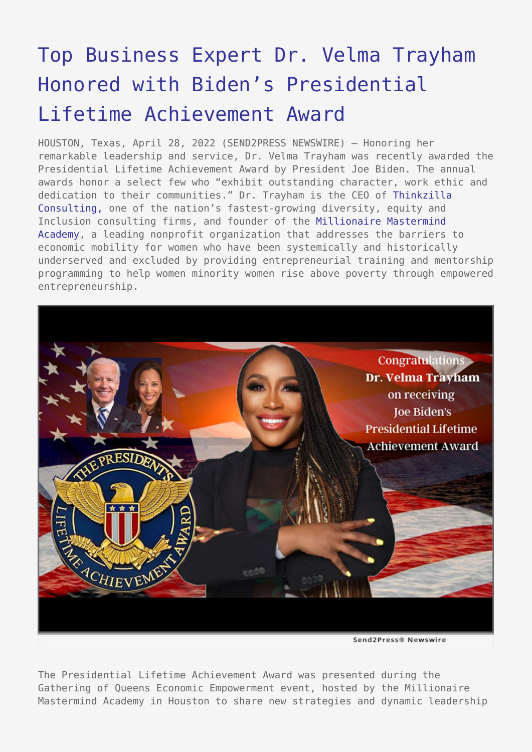# Top Business Expert Dr. Velma Trayham Honored with Biden's Presidential Lifetime Achievement Award

HOUSTON, Texas, April 28, 2022 (SEND2PRESS NEWSWIRE) — Honoring her remarkable leadership and service, Dr. Velma Trayham was recently awarded the Presidential Lifetime Achievement Award by President Joe Biden. The annual awards honor a select few who "exhibit outstanding character, work ethic and dedication to their communities." Dr. Trayham is the CEO of Thinkzilla Consulting, one of the nation's fastest-growing diversity, equity and Inclusion consulting firms, and founder of the Millionaire Mastermind Academy, a leading nonprofit organization that addresses the barriers to economic mobility for women who have been systemically and historically underserved and excluded by providing entrepreneurial training and mentorship programming to help women minority women rise above poverty through empowered entrepreneurship.

Send2Press® Newswire

The Presidential Lifetime Achievement Award was presented during the Gathering of Queens Economic Empowerment event, hosted by the Millionaire Mastermind Academy in Houston to share new strategies and dynamic leadership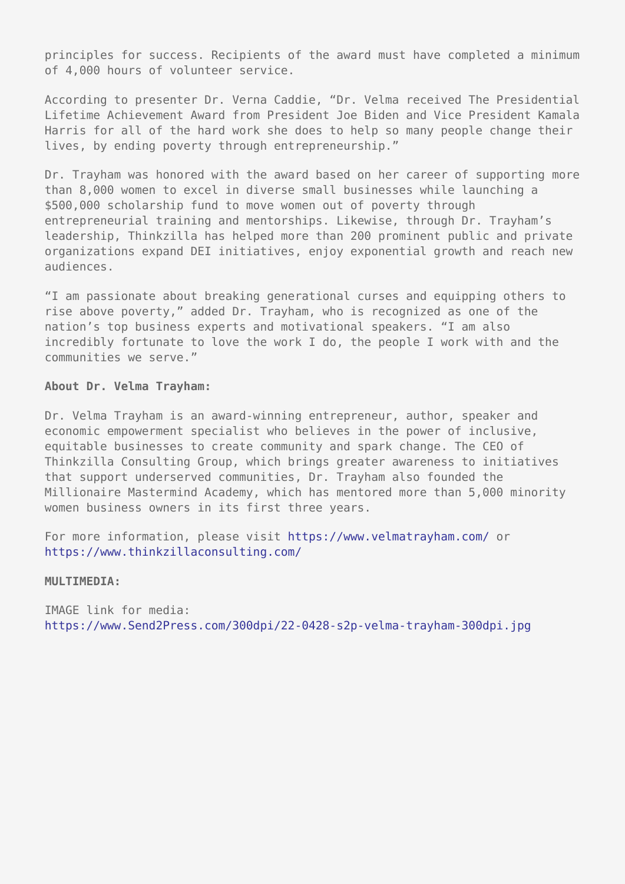principles for success. Recipients of the award must have completed a minimum of 4,000 hours of volunteer service.

According to presenter Dr. Verna Caddie, "Dr. Velma received The Presidential Lifetime Achievement Award from President Joe Biden and Vice President Kamala Harris for all of the hard work she does to help so many people change their lives, by ending poverty through entrepreneurship."

Dr. Trayham was honored with the award based on her career of supporting more than 8,000 women to excel in diverse small businesses while launching a $500,000 scholarship fund to move women out of poverty through entrepreneurial training and mentorships. Likewise, through Dr. Trayham's leadership, Thinkzilla has helped more than 200 prominent public and private organizations expand DEI initiatives, enjoy exponential growth and reach new audiences.

"I am passionate about breaking generational curses and equipping others to rise above poverty," added Dr. Trayham, who is recognized as one of the nation's top business experts and motivational speakers. "I am also incredibly fortunate to love the work I do, the people I work with and the communities we serve."

**About Dr. Velma Trayham:**

Dr. Velma Trayham is an award-winning entrepreneur, author, speaker and economic empowerment specialist who believes in the power of inclusive, equitable businesses to create community and spark change. The CEO of Thinkzilla Consulting Group, which brings greater awareness to initiatives that support underserved communities, Dr. Trayham also founded the Millionaire Mastermind Academy, which has mentored more than 5,000 minority women business owners in its first three years.

For more information, please visit https://www.velmatrayham.com/ or https://www.thinkzillaconsulting.com/

**MULTIMEDIA:**

IMAGE link for media: https://www.Send2Press.com/300dpi/22-0428-s2p-velma-trayham-300dpi.jpg